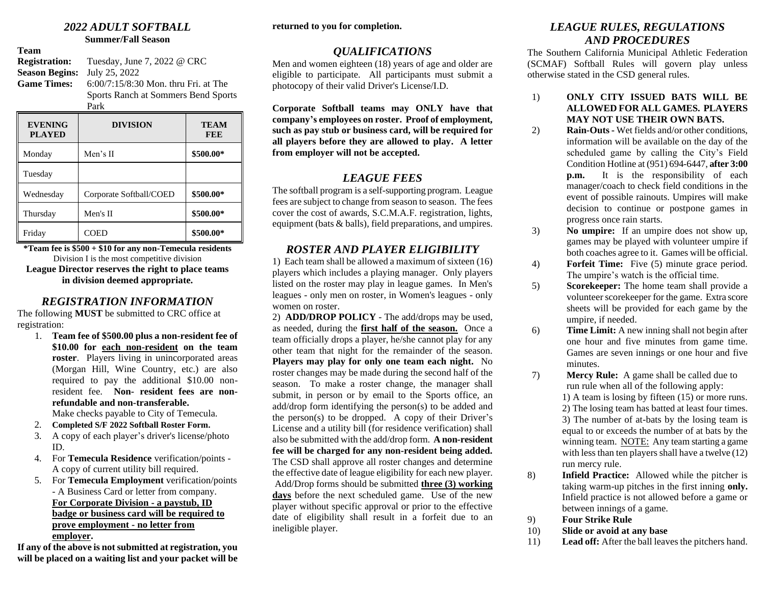## *2022 ADULT SOFTBALL*

**Summer/Fall Season**

**Team Registration:** Tuesday, June 7, 2022 @ CRC
**Season Begins:** July 25, 2022
**Game Times:** 6:00/7:15/8:30 Mon. thru Fri. at The Sports Ranch at Sommers Bend Sports Park

| EVENING PLAYED | DIVISION | TEAM FEE |
|---|---|---|
| Monday | Men's II | **\$500.00*** |
| Tuesday | | |
| Wednesday | Corporate Softball/COED | **\$500.00*** |
| Thursday | Men's II | **\$500.00*** |
| Friday | COED | **\$500.00*** |

**\*Team fee is \$500 + \$10 for any non-Temecula residents**
Division I is the most competitive division
**League Director reserves the right to place teams in division deemed appropriate.**

## *REGISTRATION INFORMATION*

The following **MUST** be submitted to CRC office at registration:

1. **Team fee of \$500.00 plus a non-resident fee of \$10.00 for <u>each non-resident</u> on the team roster**. Players living in unincorporated areas (Morgan Hill, Wine Country, etc.) are also required to pay the additional \$10.00 non-resident fee. **Non- resident fees are non-refundable and non-transferable.**
   Make checks payable to City of Temecula.
2. **Completed S/F 2022 Softball Roster Form.**
3. A copy of each player's driver's license/photo ID.
4. For **Temecula Residence** verification/points - A copy of current utility bill required.
5. For **Temecula Employment** verification/points - A Business Card or letter from company. **<u>For Corporate Division - a paystub, ID badge or business card will be required to prove employment - no letter from employer</u>.**

**If any of the above is not submitted at registration, you will be placed on a waiting list and your packet will be returned to you for completion.**

## *QUALIFICATIONS*

Men and women eighteen (18) years of age and older are eligible to participate. All participants must submit a photocopy of their valid Driver's License/I.D.

**Corporate Softball teams may ONLY have that company's employees on roster. Proof of employment, such as pay stub or business card, will be required for all players before they are allowed to play. A letter from employer will not be accepted.**

## *LEAGUE FEES*

The softball program is a self-supporting program. League fees are subject to change from season to season. The fees cover the cost of awards, S.C.M.A.F. registration, lights, equipment (bats & balls), field preparations, and umpires.

## *ROSTER AND PLAYER ELIGIBILITY*

1) Each team shall be allowed a maximum of sixteen (16) players which includes a playing manager. Only players listed on the roster may play in league games. In Men's leagues - only men on roster, in Women's leagues - only women on roster.

2) **ADD/DROP POLICY** - The add/drops may be used, as needed, during the **<u>first half of the season.</u>** Once a team officially drops a player, he/she cannot play for any other team that night for the remainder of the season. **Players may play for only one team each night.** No roster changes may be made during the second half of the season. To make a roster change, the manager shall submit, in person or by email to the Sports office, an add/drop form identifying the person(s) to be added and the person(s) to be dropped. A copy of their Driver's License and a utility bill (for residence verification) shall also be submitted with the add/drop form. **A non-resident fee will be charged for any non-resident being added.** The CSD shall approve all roster changes and determine the effective date of league eligibility for each new player. Add/Drop forms should be submitted **<u>three (3) working days</u>** before the next scheduled game. Use of the new player without specific approval or prior to the effective date of eligibility shall result in a forfeit due to an ineligible player.

## *LEAGUE RULES, REGULATIONS AND PROCEDURES*

The Southern California Municipal Athletic Federation (SCMAF) Softball Rules will govern play unless otherwise stated in the CSD general rules.

1) **ONLY CITY ISSUED BATS WILL BE ALLOWED FOR ALL GAMES. PLAYERS MAY NOT USE THEIR OWN BATS.**
2) **Rain-Outs** - Wet fields and/or other conditions, information will be available on the day of the scheduled game by calling the City's Field Condition Hotline at (951) 694-6447, **after 3:00 p.m.** It is the responsibility of each manager/coach to check field conditions in the event of possible rainouts. Umpires will make decision to continue or postpone games in progress once rain starts.
3) **No umpire:** If an umpire does not show up, games may be played with volunteer umpire if both coaches agree to it. Games will be official.
4) **Forfeit Time:** Five (5) minute grace period. The umpire's watch is the official time.
5) **Scorekeeper:** The home team shall provide a volunteer scorekeeper for the game. Extra score sheets will be provided for each game by the umpire, if needed.
6) **Time Limit:** A new inning shall not begin after one hour and five minutes from game time. Games are seven innings or one hour and five minutes.
7) **Mercy Rule:** A game shall be called due to run rule when all of the following apply:
   1) A team is losing by fifteen (15) or more runs.
   2) The losing team has batted at least four times.
   3) The number of at-bats by the losing team is equal to or exceeds the number of at bats by the winning team. <u>NOTE:</u> Any team starting a game with less than ten players shall have a twelve (12) run mercy rule.
8) **Infield Practice:** Allowed while the pitcher is taking warm-up pitches in the first inning **only.** Infield practice is not allowed before a game or between innings of a game.
9) **Four Strike Rule**
10) **Slide or avoid at any base**
11) **Lead off:** After the ball leaves the pitchers hand.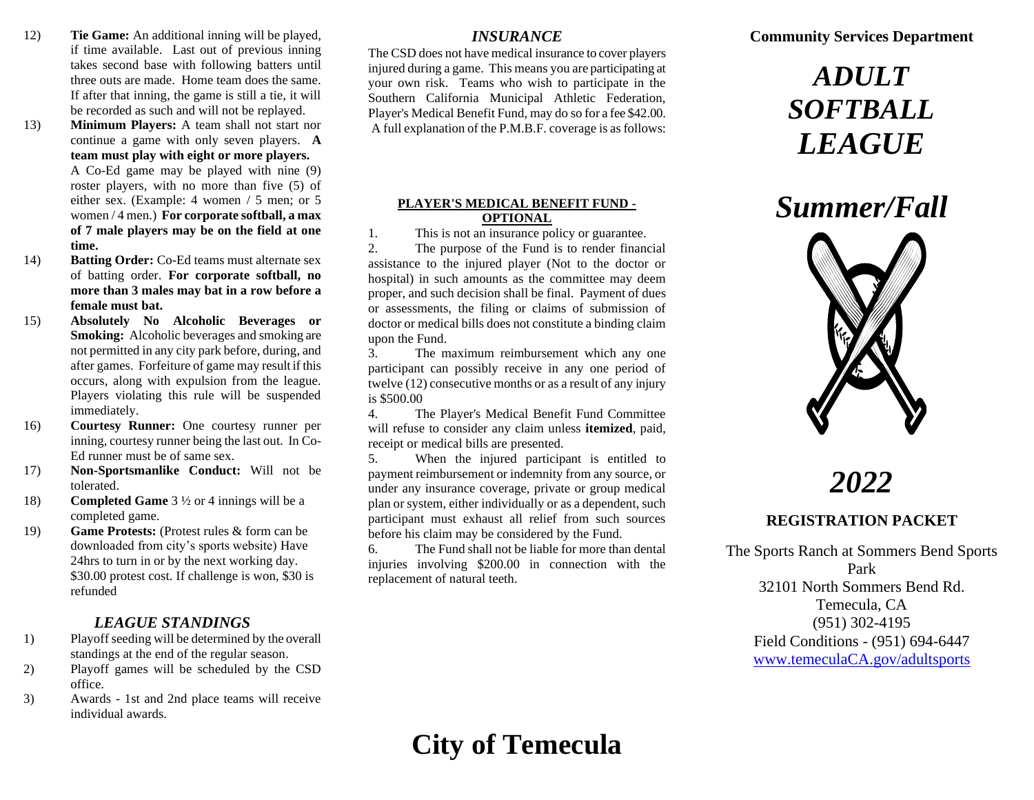12) **Tie Game:** An additional inning will be played, if time available. Last out of previous inning takes second base with following batters until three outs are made. Home team does the same. If after that inning, the game is still a tie, it will be recorded as such and will not be replayed.

13) **Minimum Players:** A team shall not start nor continue a game with only seven players. **A team must play with eight or more players.** A Co-Ed game may be played with nine (9) roster players, with no more than five (5) of either sex. (Example: 4 women / 5 men; or 5 women / 4 men.) **For corporate softball, a max of 7 male players may be on the field at one time.**

14) **Batting Order:** Co-Ed teams must alternate sex of batting order. **For corporate softball, no more than 3 males may bat in a row before a female must bat.**

15) **Absolutely No Alcoholic Beverages or Smoking:** Alcoholic beverages and smoking are not permitted in any city park before, during, and after games. Forfeiture of game may result if this occurs, along with expulsion from the league. Players violating this rule will be suspended immediately.

16) **Courtesy Runner:** One courtesy runner per inning, courtesy runner being the last out. In Co-Ed runner must be of same sex.

17) **Non-Sportsmanlike Conduct:** Will not be tolerated.

18) **Completed Game** 3 ½ or 4 innings will be a completed game.

19) **Game Protests:** (Protest rules & form can be downloaded from city's sports website) Have 24hrs to turn in or by the next working day. $30.00 protest cost. If challenge is won, $30 is refunded

### *LEAGUE STANDINGS*

1) Playoff seeding will be determined by the overall standings at the end of the regular season.
2) Playoff games will be scheduled by the CSD office.
3) Awards - 1st and 2nd place teams will receive individual awards.

### *INSURANCE*

The CSD does not have medical insurance to cover players injured during a game. This means you are participating at your own risk. Teams who wish to participate in the Southern California Municipal Athletic Federation, Player's Medical Benefit Fund, may do so for a fee $42.00. A full explanation of the P.M.B.F. coverage is as follows:

**PLAYER'S MEDICAL BENEFIT FUND - OPTIONAL**

1. This is not an insurance policy or guarantee.
2. The purpose of the Fund is to render financial assistance to the injured player (Not to the doctor or hospital) in such amounts as the committee may deem proper, and such decision shall be final. Payment of dues or assessments, the filing or claims of submission of doctor or medical bills does not constitute a binding claim upon the Fund.
3. The maximum reimbursement which any one participant can possibly receive in any one period of twelve (12) consecutive months or as a result of any injury is $500.00
4. The Player's Medical Benefit Fund Committee will refuse to consider any claim unless **itemized**, paid, receipt or medical bills are presented.
5. When the injured participant is entitled to payment reimbursement or indemnity from any source, or under any insurance coverage, private or group medical plan or system, either individually or as a dependent, such participant must exhaust all relief from such sources before his claim may be considered by the Fund.
6. The Fund shall not be liable for more than dental injuries involving $200.00 in connection with the replacement of natural teeth.

# City of Temecula

**Community Services Department**

# *ADULT SOFTBALL LEAGUE*

# *Summer/Fall*

# *2022*

**REGISTRATION PACKET**

The Sports Ranch at Sommers Bend Sports Park
32101 North Sommers Bend Rd.
Temecula, CA
(951) 302-4195
Field Conditions - (951) 694-6447
www.temeculaCA.gov/adultsports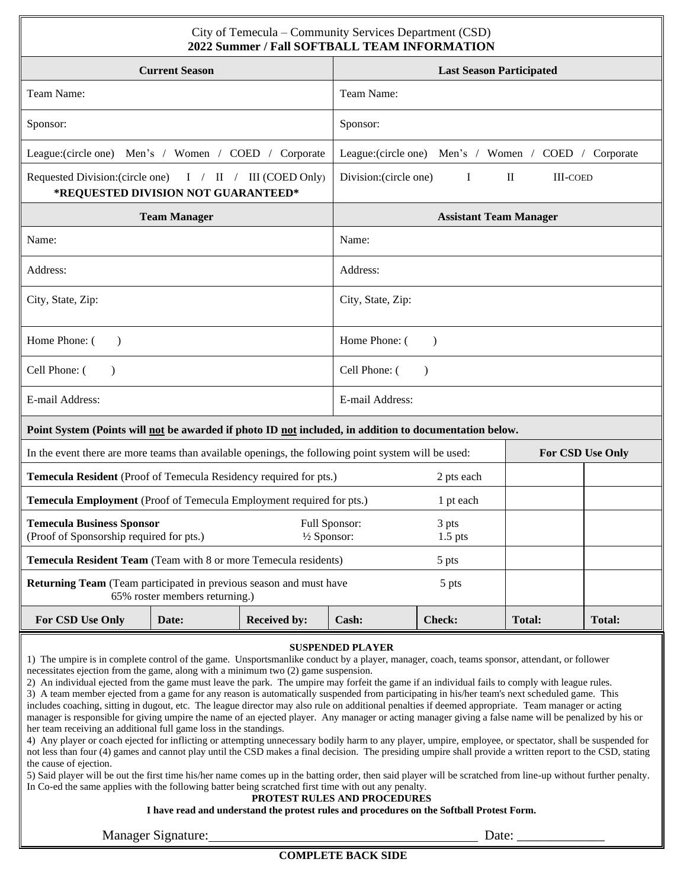City of Temecula – Community Services Department (CSD)
**2022 Summer / Fall SOFTBALL TEAM INFORMATION**

| **Current Season** | **Last Season Participated** |
|---|---|
| Team Name: | Team Name: |
| Sponsor: | Sponsor: |
| League:(circle one) Men's / Women / COED / Corporate | League:(circle one) Men's / Women / COED / Corporate |
| Requested Division:(circle one) I / II / III (COED Only) **\*REQUESTED DIVISION NOT GUARANTEED\*** | Division:(circle one) I II III-COED |
| **Team Manager** | **Assistant Team Manager** |
| Name: | Name: |
| Address: | Address: |
| City, State, Zip: | City, State, Zip: |
| Home Phone: ( ) | Home Phone: ( ) |
| Cell Phone: ( ) | Cell Phone: ( ) |
| E-mail Address: | E-mail Address: |

**Point System (Points will not be awarded if photo ID not included, in addition to documentation below.**

| In the event there are more teams than available openings, the following point system will be used: | | **For CSD Use Only** | |
|---|---|---|---|
| **Temecula Resident** (Proof of Temecula Residency required for pts.) | 2 pts each | | |
| **Temecula Employment** (Proof of Temecula Employment required for pts.) | 1 pt each | | |
| **Temecula Business Sponsor** (Proof of Sponsorship required for pts.) Full Sponsor: / ½ Sponsor: | 3 pts / 1.5 pts | | |
| **Temecula Resident Team** (Team with 8 or more Temecula residents) | 5 pts | | |
| **Returning Team** (Team participated in previous season and must have 65% roster members returning.) | 5 pts | | |

| **For CSD Use Only** | **Date:** | **Received by:** | **Cash:** | **Check:** | **Total:** | **Total:** |
|---|---|---|---|---|---|---|

**SUSPENDED PLAYER**

1) The umpire is in complete control of the game. Unsportsmanlike conduct by a player, manager, coach, teams sponsor, attendant, or follower necessitates ejection from the game, along with a minimum two (2) game suspension.
2) An individual ejected from the game must leave the park. The umpire may forfeit the game if an individual fails to comply with league rules.
3) A team member ejected from a game for any reason is automatically suspended from participating in his/her team's next scheduled game. This includes coaching, sitting in dugout, etc. The league director may also rule on additional penalties if deemed appropriate. Team manager or acting manager is responsible for giving umpire the name of an ejected player. Any manager or acting manager giving a false name will be penalized by his or her team receiving an additional full game loss in the standings.
4) Any player or coach ejected for inflicting or attempting unnecessary bodily harm to any player, umpire, employee, or spectator, shall be suspended for not less than four (4) games and cannot play until the CSD makes a final decision. The presiding umpire shall provide a written report to the CSD, stating the cause of ejection.
5) Said player will be out the first time his/her name comes up in the batting order, then said player will be scratched from line-up without further penalty. In Co-ed the same applies with the following batter being scratched first time with out any penalty.

**PROTEST RULES AND PROCEDURES**

**I have read and understand the protest rules and procedures on the Softball Protest Form.**

Manager Signature:_______________________________________ Date: _____________

**COMPLETE BACK SIDE**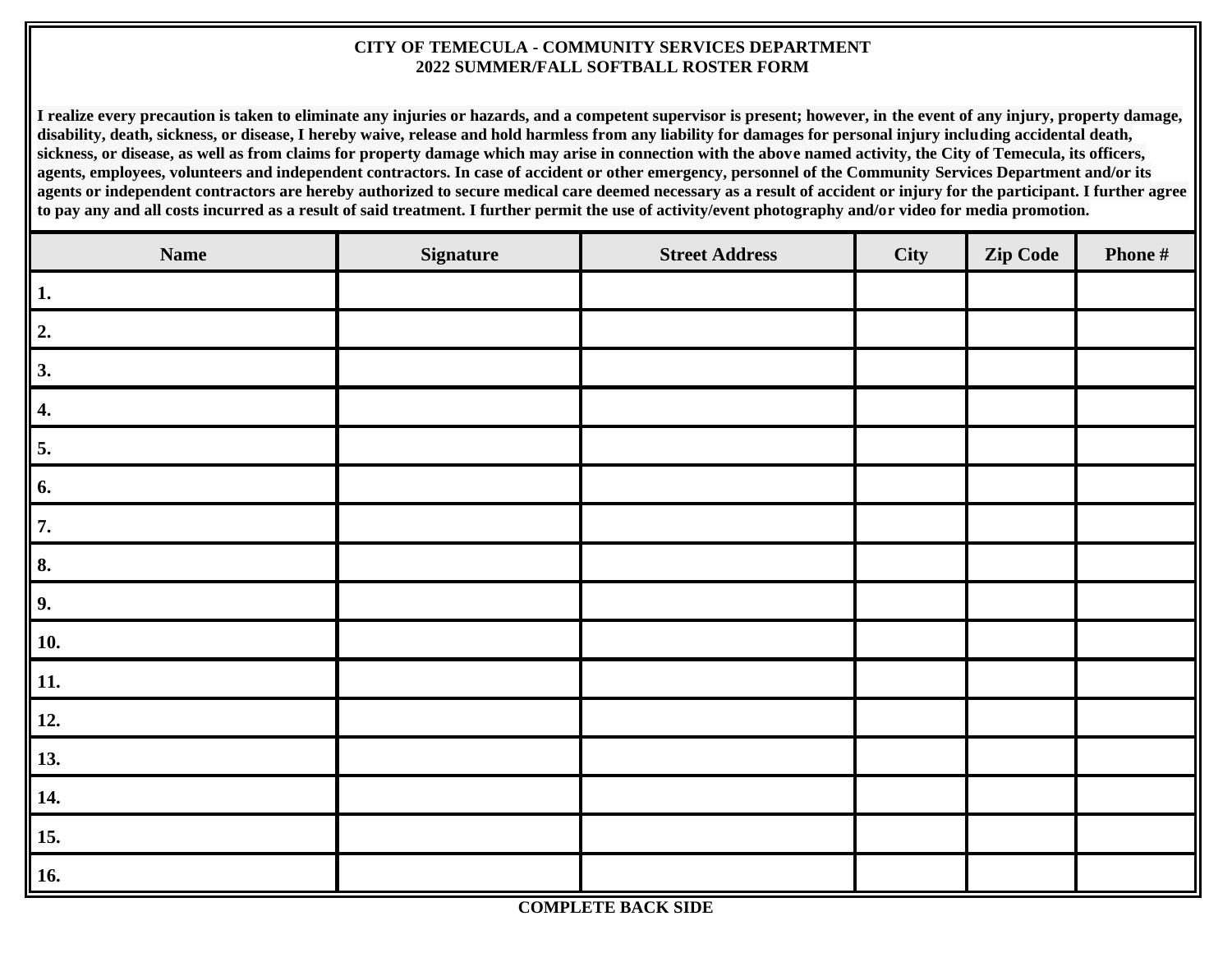# CITY OF TEMECULA - COMMUNITY SERVICES DEPARTMENT
## 2022 SUMMER/FALL SOFTBALL ROSTER FORM

**I realize every precaution is taken to eliminate any injuries or hazards, and a competent supervisor is present; however, in the event of any injury, property damage, disability, death, sickness, or disease, I hereby waive, release and hold harmless from any liability for damages for personal injury including accidental death, sickness, or disease, as well as from claims for property damage which may arise in connection with the above named activity, the City of Temecula, its officers, agents, employees, volunteers and independent contractors. In case of accident or other emergency, personnel of the Community Services Department and/or its agents or independent contractors are hereby authorized to secure medical care deemed necessary as a result of accident or injury for the participant. I further agree to pay any and all costs incurred as a result of said treatment. I further permit the use of activity/event photography and/or video for media promotion.**

| Name | Signature | Street Address | City | Zip Code | Phone # |
|---|---|---|---|---|---|
| 1. | | | | | |
| 2. | | | | | |
| 3. | | | | | |
| 4. | | | | | |
| 5. | | | | | |
| 6. | | | | | |
| 7. | | | | | |
| 8. | | | | | |
| 9. | | | | | |
| 10. | | | | | |
| 11. | | | | | |
| 12. | | | | | |
| 13. | | | | | |
| 14. | | | | | |
| 15. | | | | | |
| 16. | | | | | |

**COMPLETE BACK SIDE**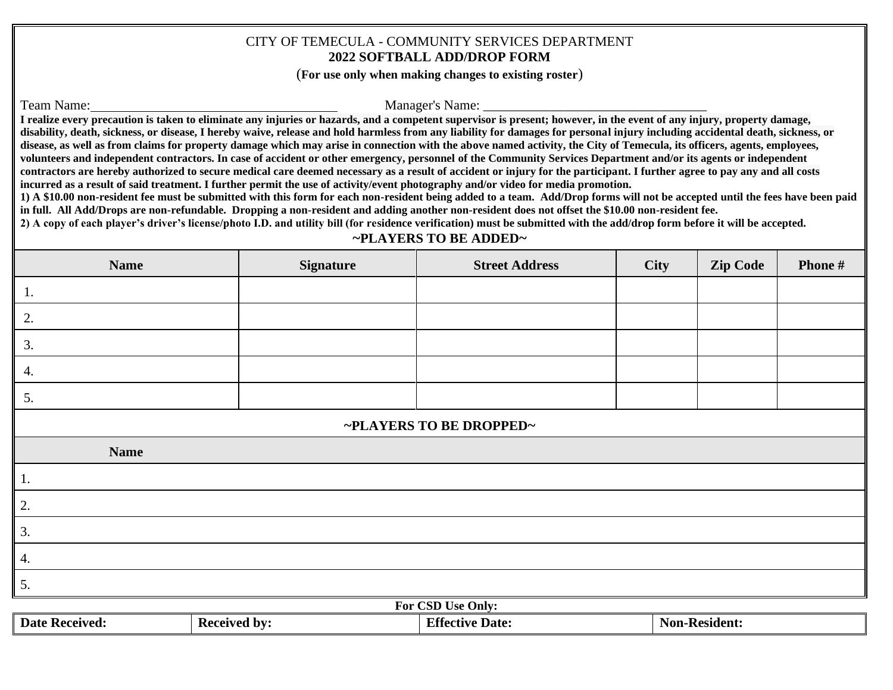CITY OF TEMECULA - COMMUNITY SERVICES DEPARTMENT

**2022 SOFTBALL ADD/DROP FORM**

**(For use only when making changes to existing roster)**

Team Name:_____________________________________ Manager's Name: __________________________________

**I realize every precaution is taken to eliminate any injuries or hazards, and a competent supervisor is present; however, in the event of any injury, property damage, disability, death, sickness, or disease, I hereby waive, release and hold harmless from any liability for damages for personal injury including accidental death, sickness, or disease, as well as from claims for property damage which may arise in connection with the above named activity, the City of Temecula, its officers, agents, employees, volunteers and independent contractors. In case of accident or other emergency, personnel of the Community Services Department and/or its agents or independent contractors are hereby authorized to secure medical care deemed necessary as a result of accident or injury for the participant. I further agree to pay any and all costs incurred as a result of said treatment. I further permit the use of activity/event photography and/or video for media promotion.**

**1) A $10.00 non-resident fee must be submitted with this form for each non-resident being added to a team. Add/Drop forms will not be accepted until the fees have been paid in full. All Add/Drops are non-refundable. Dropping a non-resident and adding another non-resident does not offset the $10.00 non-resident fee.**

**2) A copy of each player's driver's license/photo I.D. and utility bill (for residence verification) must be submitted with the add/drop form before it will be accepted.**

**~PLAYERS TO BE ADDED~**

| Name | Signature | Street Address | City | Zip Code | Phone # |
|---|---|---|---|---|---|
| 1. | | | | | |
| 2. | | | | | |
| 3. | | | | | |
| 4. | | | | | |
| 5. | | | | | |

**~PLAYERS TO BE DROPPED~**

| Name |
|---|
| 1. |
| 2. |
| 3. |
| 4. |
| 5. |

**For CSD Use Only:**

| Date Received: | Received by: | Effective Date: | Non-Resident: |
|---|---|---|---|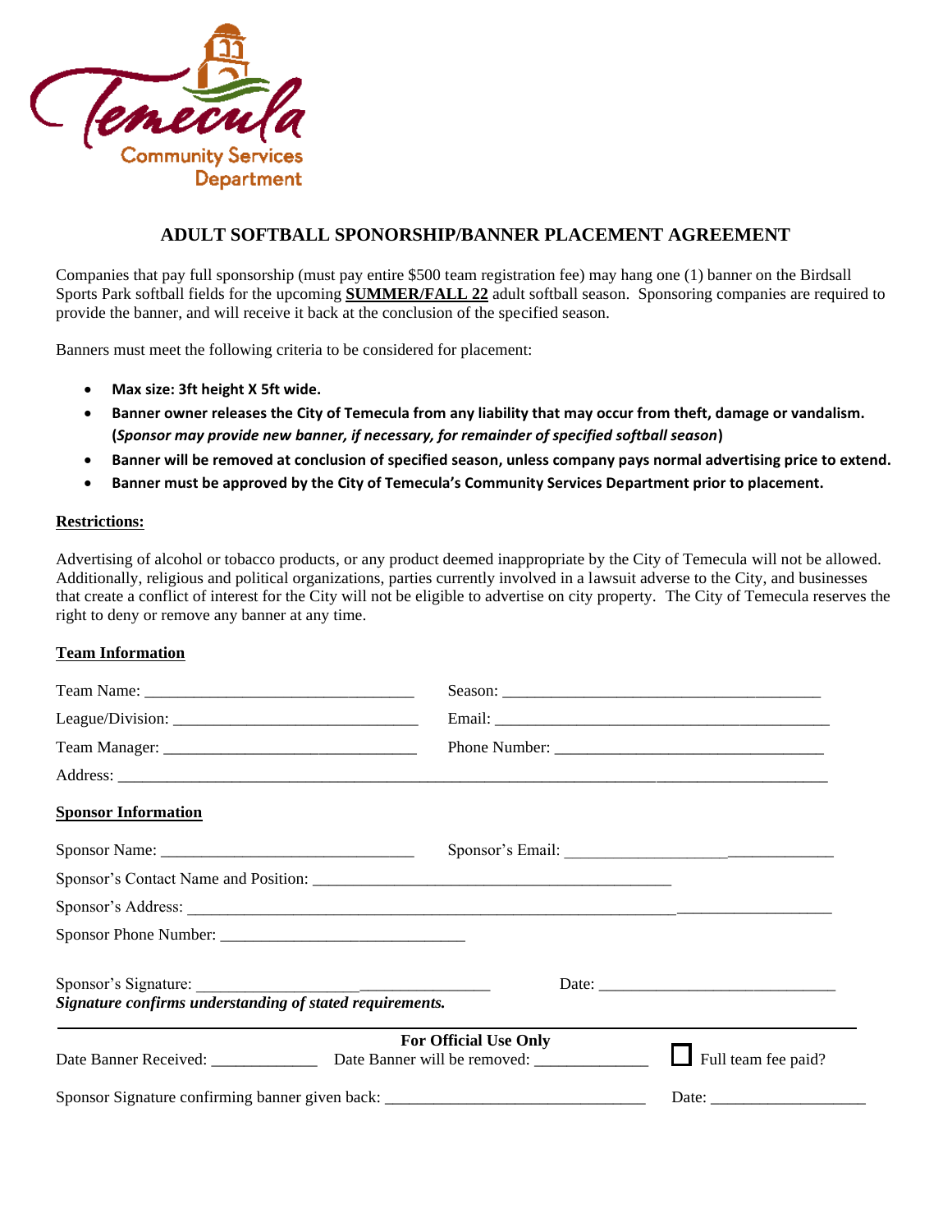Temecula Community Services Department

# ADULT SOFTBALL SPONORSHIP/BANNER PLACEMENT AGREEMENT

Companies that pay full sponsorship (must pay entire $500 team registration fee) may hang one (1) banner on the Birdsall Sports Park softball fields for the upcoming **SUMMER/FALL 22** adult softball season. Sponsoring companies are required to provide the banner, and will receive it back at the conclusion of the specified season.

Banners must meet the following criteria to be considered for placement:

- **Max size: 3ft height X 5ft wide.**
- **Banner owner releases the City of Temecula from any liability that may occur from theft, damage or vandalism. (*Sponsor may provide new banner, if necessary, for remainder of specified softball season*)**
- **Banner will be removed at conclusion of specified season, unless company pays normal advertising price to extend.**
- **Banner must be approved by the City of Temecula's Community Services Department prior to placement.**

**Restrictions:**

Advertising of alcohol or tobacco products, or any product deemed inappropriate by the City of Temecula will not be allowed. Additionally, religious and political organizations, parties currently involved in a lawsuit adverse to the City, and businesses that create a conflict of interest for the City will not be eligible to advertise on city property. The City of Temecula reserves the right to deny or remove any banner at any time.

**Team Information**

Team Name: ________________________________ Season: ______________________________________

League/Division: _____________________________ Email: __________________________________________

Team Manager: ______________________________ Phone Number: _________________________________

Address: _______________________________________________________________________________________

**Sponsor Information**

Sponsor Name: ______________________________ Sponsor's Email: ________________________________

Sponsor's Contact Name and Position: ____________________________________________

Sponsor's Address: __________________________________________________________________________

Sponsor Phone Number: _____________________________

Sponsor's Signature: ____________________________________ Date: ____________________________

***Signature confirms understanding of stated requirements.***

**For Official Use Only**

Date Banner Received: _____________ Date Banner will be removed: _____________ ☐ Full team fee paid?

Sponsor Signature confirming banner given back: _______________________________ Date: __________________